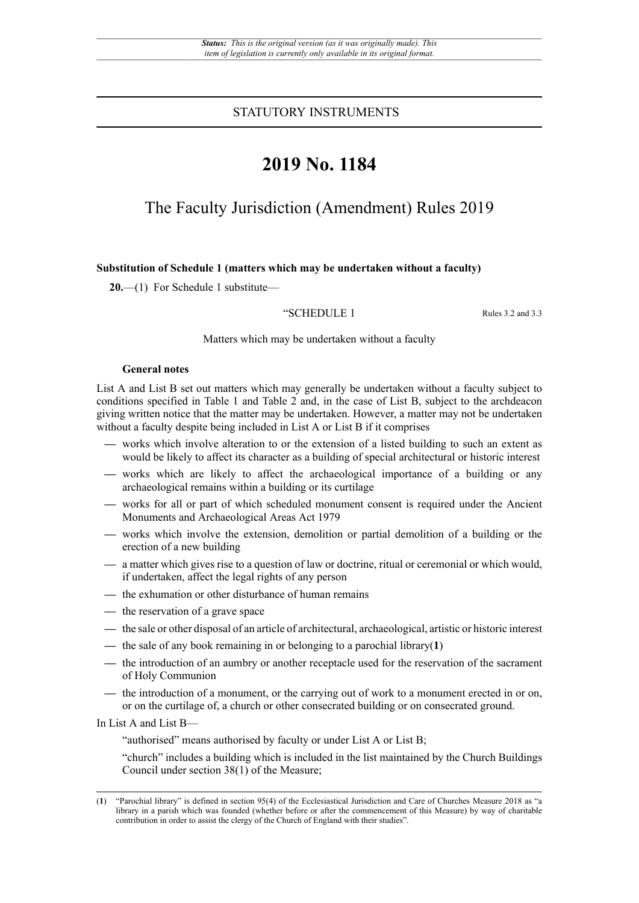*Status: This is the original version (as it was originally made). This item of legislation is currently only available in its original format.*

STATUTORY INSTRUMENTS

# 2019 No. 1184

## The Faculty Jurisdiction (Amendment) Rules 2019

**Substitution of Schedule 1 (matters which may be undertaken without a faculty)**

**20.**—(1) For Schedule 1 substitute—

"SCHEDULE 1 — Rules 3.2 and 3.3

Matters which may be undertaken without a faculty

**General notes**

List A and List B set out matters which may generally be undertaken without a faculty subject to conditions specified in Table 1 and Table 2 and, in the case of List B, subject to the archdeacon giving written notice that the matter may be undertaken. However, a matter may not be undertaken without a faculty despite being included in List A or List B if it comprises

- works which involve alteration to or the extension of a listed building to such an extent as would be likely to affect its character as a building of special architectural or historic interest
- works which are likely to affect the archaeological importance of a building or any archaeological remains within a building or its curtilage
- works for all or part of which scheduled monument consent is required under the Ancient Monuments and Archaeological Areas Act 1979
- works which involve the extension, demolition or partial demolition of a building or the erection of a new building
- a matter which gives rise to a question of law or doctrine, ritual or ceremonial or which would, if undertaken, affect the legal rights of any person
- the exhumation or other disturbance of human remains
- the reservation of a grave space
- the sale or other disposal of an article of architectural, archaeological, artistic or historic interest
- the sale of any book remaining in or belonging to a parochial library[1]
- the introduction of an aumbry or another receptacle used for the reservation of the sacrament of Holy Communion
- the introduction of a monument, or the carrying out of work to a monument erected in or on, or on the curtilage of, a church or other consecrated building or on consecrated ground.

In List A and List B—

"authorised" means authorised by faculty or under List A or List B;

"church" includes a building which is included in the list maintained by the Church Buildings Council under section 38(1) of the Measure;

(1) "Parochial library" is defined in section 95(4) of the Ecclesiastical Jurisdiction and Care of Churches Measure 2018 as "a library in a parish which was founded (whether before or after the commencement of this Measure) by way of charitable contribution in order to assist the clergy of the Church of England with their studies".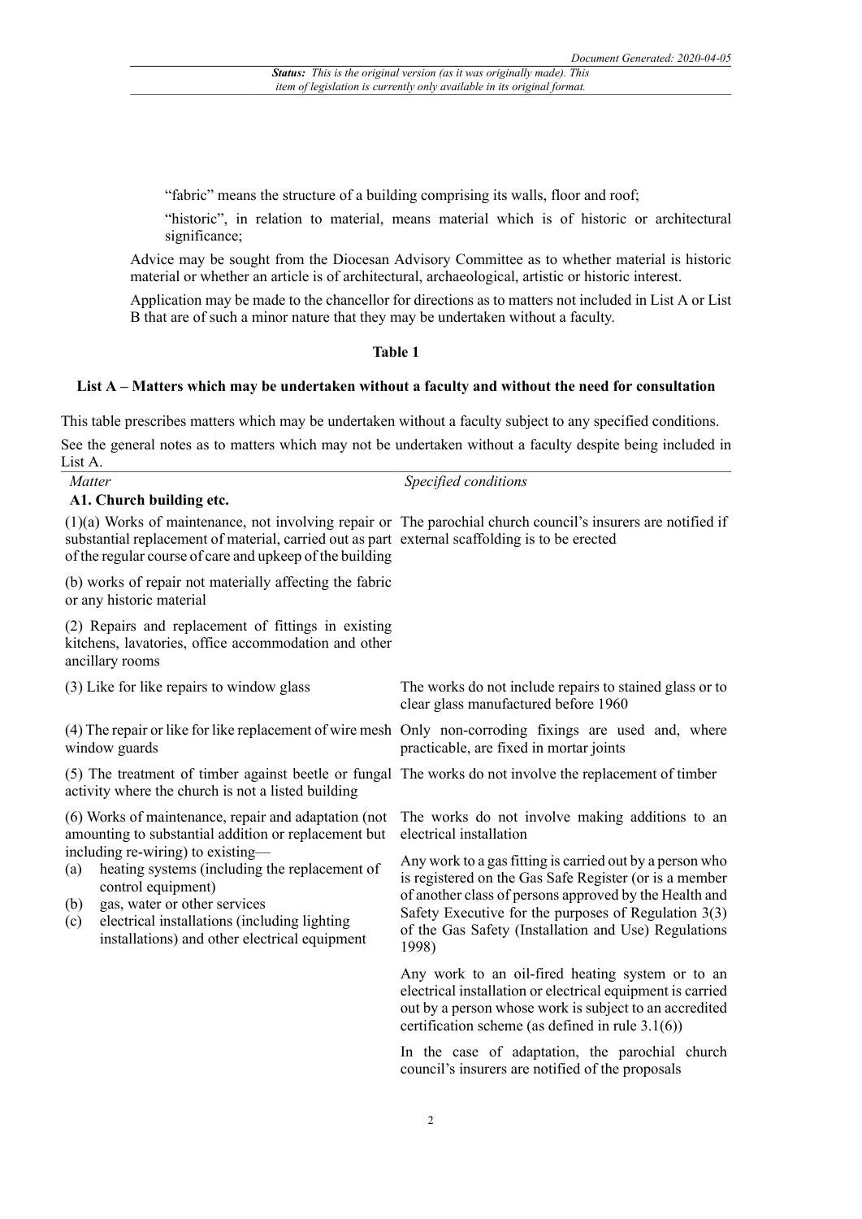"fabric" means the structure of a building comprising its walls, floor and roof;

"historic", in relation to material, means material which is of historic or architectural significance;

Advice may be sought from the Diocesan Advisory Committee as to whether material is historic material or whether an article is of architectural, archaeological, artistic or historic interest.

Application may be made to the chancellor for directions as to matters not included in List A or List B that are of such a minor nature that they may be undertaken without a faculty.

**Table 1**

**List A – Matters which may be undertaken without a faculty and without the need for consultation**

This table prescribes matters which may be undertaken without a faculty subject to any specified conditions.

See the general notes as to matters which may not be undertaken without a faculty despite being included in List A.

| *Matter* | *Specified conditions* |
|---|---|
| **A1. Church building etc.** | |
| (1)(a) Works of maintenance, not involving repair or substantial replacement of material, carried out as part of the regular course of care and upkeep of the building | The parochial church council's insurers are notified if external scaffolding is to be erected |
| (b) works of repair not materially affecting the fabric or any historic material | |
| (2) Repairs and replacement of fittings in existing kitchens, lavatories, office accommodation and other ancillary rooms | |
| (3) Like for like repairs to window glass | The works do not include repairs to stained glass or to clear glass manufactured before 1960 |
| (4) The repair or like for like replacement of wire mesh window guards | Only non-corroding fixings are used and, where practicable, are fixed in mortar joints |
| (5) The treatment of timber against beetle or fungal activity where the church is not a listed building | The works do not involve the replacement of timber |
| (6) Works of maintenance, repair and adaptation (not amounting to substantial addition or replacement but including re-wiring) to existing—<br>(a) heating systems (including the replacement of control equipment)<br>(b) gas, water or other services<br>(c) electrical installations (including lighting installations) and other electrical equipment | The works do not involve making additions to an electrical installation<br><br>Any work to a gas fitting is carried out by a person who is registered on the Gas Safe Register (or is a member of another class of persons approved by the Health and Safety Executive for the purposes of Regulation 3(3) of the Gas Safety (Installation and Use) Regulations 1998)<br><br>Any work to an oil-fired heating system or to an electrical installation or electrical equipment is carried out by a person whose work is subject to an accredited certification scheme (as defined in rule 3.1(6))<br><br>In the case of adaptation, the parochial church council's insurers are notified of the proposals |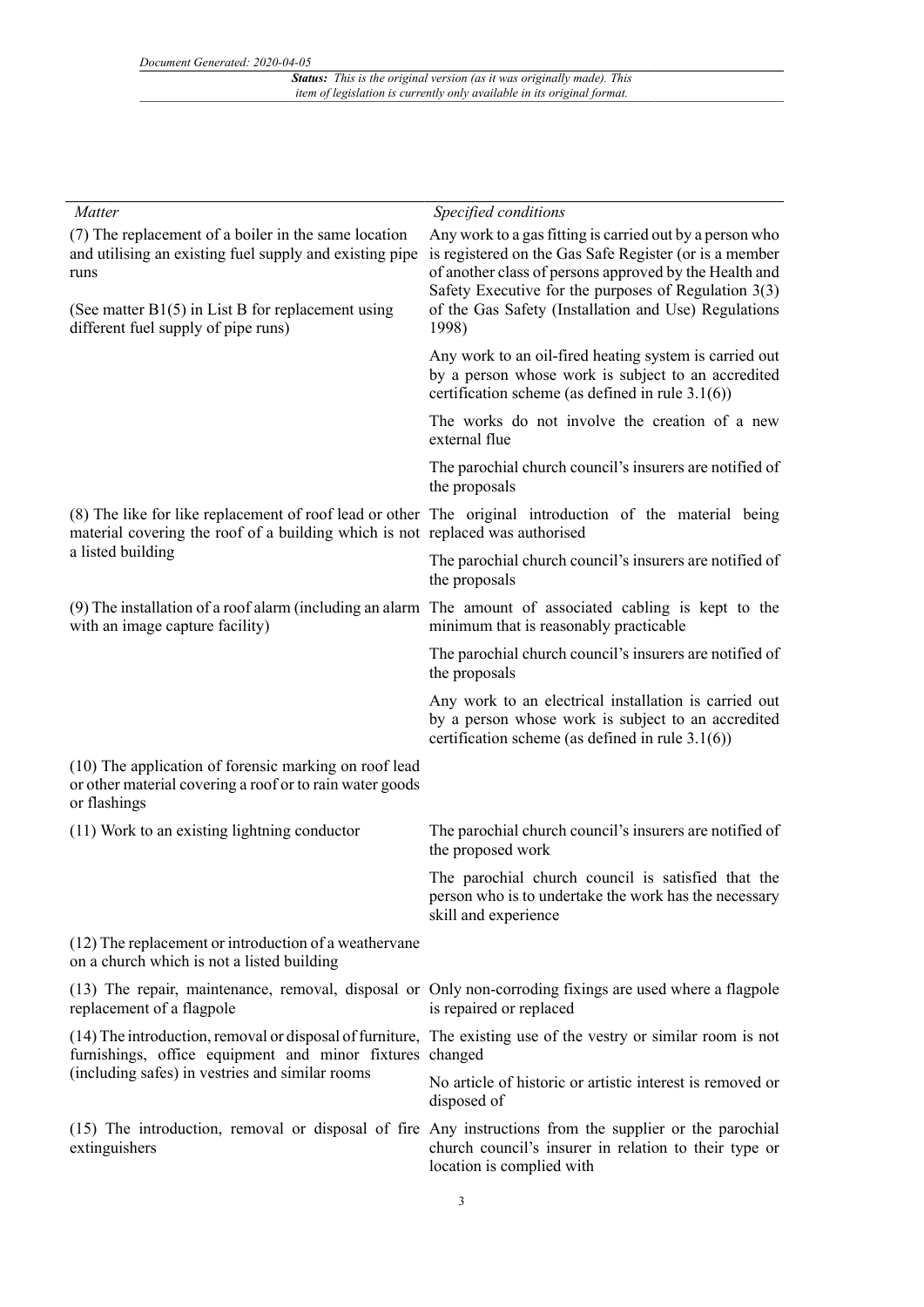| *Matter* | *Specified conditions* |
|---|---|
| (7) The replacement of a boiler in the same location and utilising an existing fuel supply and existing pipe runs<br><br>(See matter B1(5) in List B for replacement using different fuel supply of pipe runs) | Any work to a gas fitting is carried out by a person who is registered on the Gas Safe Register (or is a member of another class of persons approved by the Health and Safety Executive for the purposes of Regulation 3(3) of the Gas Safety (Installation and Use) Regulations 1998) |
| | Any work to an oil-fired heating system is carried out by a person whose work is subject to an accredited certification scheme (as defined in rule 3.1(6)) |
| | The works do not involve the creation of a new external flue |
| | The parochial church council's insurers are notified of the proposals |
| (8) The like for like replacement of roof lead or other material covering the roof of a building which is not a listed building | The original introduction of the material being replaced was authorised |
| | The parochial church council's insurers are notified of the proposals |
| (9) The installation of a roof alarm (including an alarm with an image capture facility) | The amount of associated cabling is kept to the minimum that is reasonably practicable |
| | The parochial church council's insurers are notified of the proposals |
| | Any work to an electrical installation is carried out by a person whose work is subject to an accredited certification scheme (as defined in rule 3.1(6)) |
| (10) The application of forensic marking on roof lead or other material covering a roof or to rain water goods or flashings | |
| (11) Work to an existing lightning conductor | The parochial church council's insurers are notified of the proposed work |
| | The parochial church council is satisfied that the person who is to undertake the work has the necessary skill and experience |
| (12) The replacement or introduction of a weathervane on a church which is not a listed building | |
| (13) The repair, maintenance, removal, disposal or replacement of a flagpole | Only non-corroding fixings are used where a flagpole is repaired or replaced |
| (14) The introduction, removal or disposal of furniture, furnishings, office equipment and minor fixtures (including safes) in vestries and similar rooms | The existing use of the vestry or similar room is not changed |
| | No article of historic or artistic interest is removed or disposed of |
| (15) The introduction, removal or disposal of fire extinguishers | Any instructions from the supplier or the parochial church council's insurer in relation to their type or location is complied with |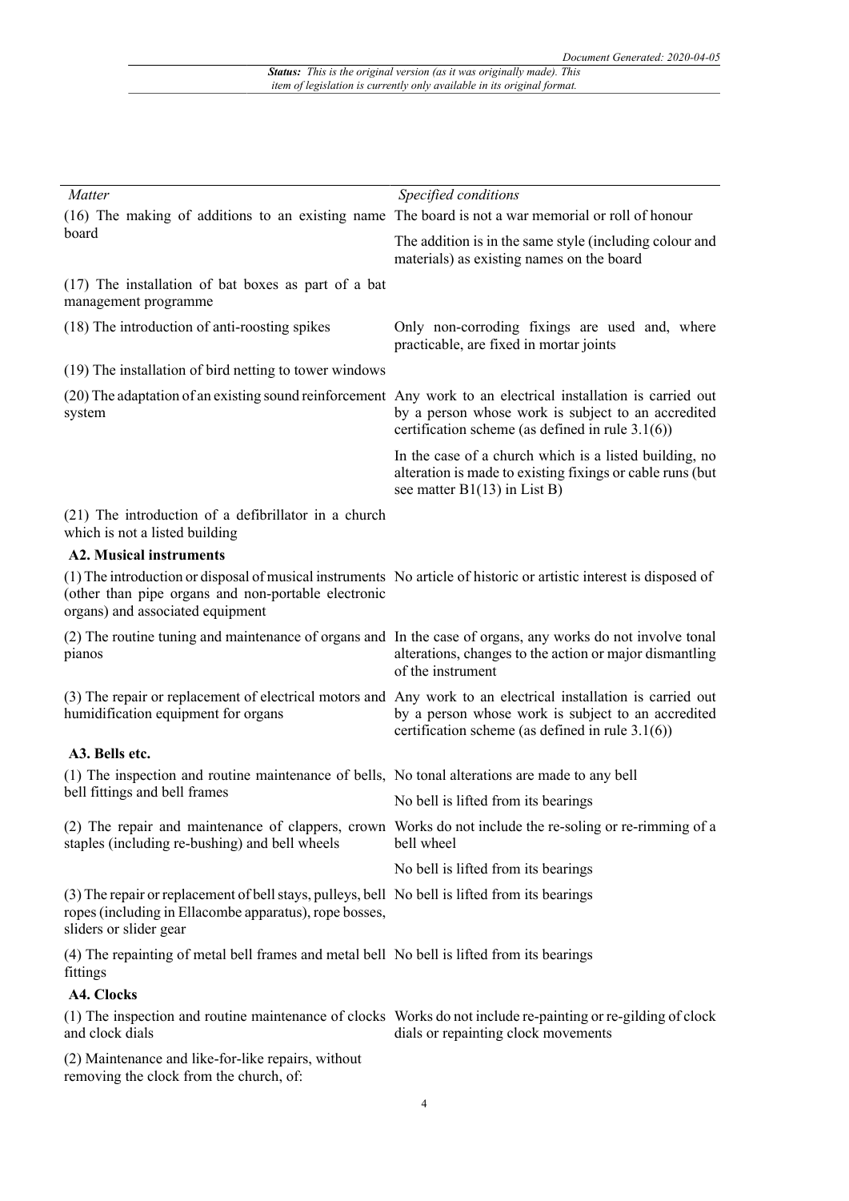| *Matter* | *Specified conditions* |
|---|---|
| (16) The making of additions to an existing name board | The board is not a war memorial or roll of honour |
| | The addition is in the same style (including colour and materials) as existing names on the board |
| (17) The installation of bat boxes as part of a bat management programme | |
| (18) The introduction of anti-roosting spikes | Only non-corroding fixings are used and, where practicable, are fixed in mortar joints |
| (19) The installation of bird netting to tower windows | |
| (20) The adaptation of an existing sound reinforcement system | Any work to an electrical installation is carried out by a person whose work is subject to an accredited certification scheme (as defined in rule 3.1(6)) |
| | In the case of a church which is a listed building, no alteration is made to existing fixings or cable runs (but see matter B1(13) in List B) |
| (21) The introduction of a defibrillator in a church which is not a listed building | |
| **A2. Musical instruments** | |
| (1) The introduction or disposal of musical instruments (other than pipe organs and non-portable electronic organs) and associated equipment | No article of historic or artistic interest is disposed of |
| (2) The routine tuning and maintenance of organs and pianos | In the case of organs, any works do not involve tonal alterations, changes to the action or major dismantling of the instrument |
| (3) The repair or replacement of electrical motors and humidification equipment for organs | Any work to an electrical installation is carried out by a person whose work is subject to an accredited certification scheme (as defined in rule 3.1(6)) |
| **A3. Bells etc.** | |
| (1) The inspection and routine maintenance of bells, bell fittings and bell frames | No tonal alterations are made to any bell |
| | No bell is lifted from its bearings |
| (2) The repair and maintenance of clappers, crown staples (including re-bushing) and bell wheels | Works do not include the re-soling or re-rimming of a bell wheel |
| | No bell is lifted from its bearings |
| (3) The repair or replacement of bell stays, pulleys, bell ropes (including in Ellacombe apparatus), rope bosses, sliders or slider gear | No bell is lifted from its bearings |
| (4) The repainting of metal bell frames and metal bell fittings | No bell is lifted from its bearings |
| **A4. Clocks** | |
| (1) The inspection and routine maintenance of clocks and clock dials | Works do not include re-painting or re-gilding of clock dials or repainting clock movements |
| (2) Maintenance and like-for-like repairs, without removing the clock from the church, of: | |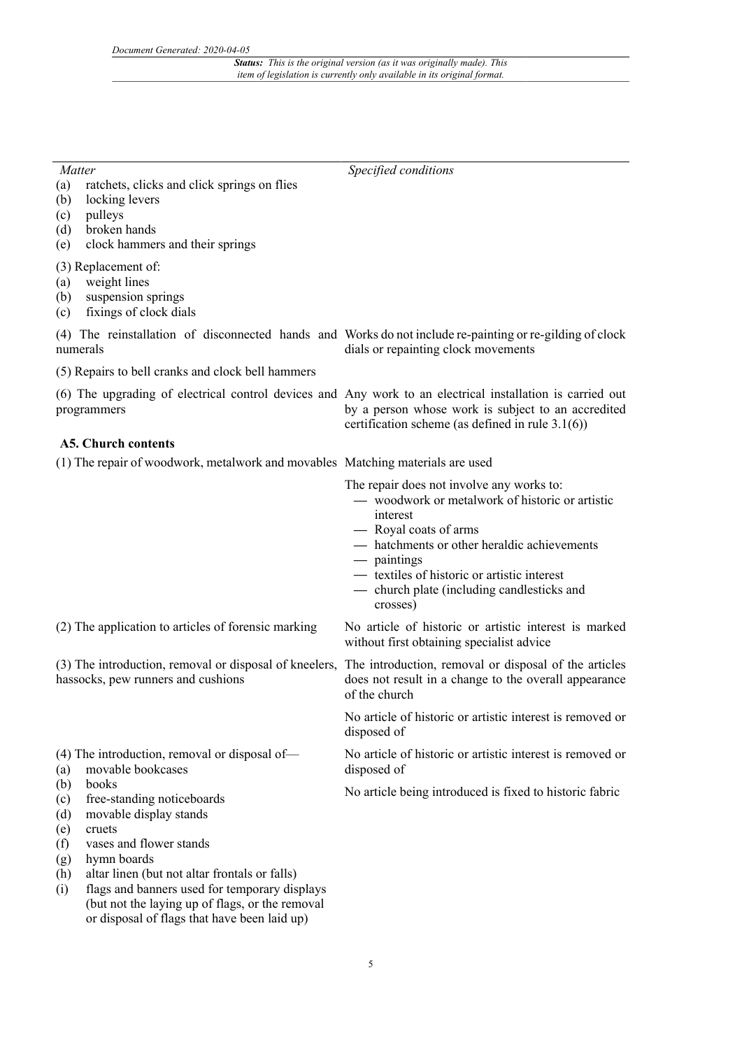| Matter | Specified conditions |
|---|---|
| (a) ratchets, clicks and click springs on flies<br>(b) locking levers<br>(c) pulleys<br>(d) broken hands<br>(e) clock hammers and their springs | |
| (3) Replacement of:<br>(a) weight lines<br>(b) suspension springs<br>(c) fixings of clock dials | |
| (4) The reinstallation of disconnected hands and numerals | Works do not include re-painting or re-gilding of clock dials or repainting clock movements |
| (5) Repairs to bell cranks and clock bell hammers | |
| (6) The upgrading of electrical control devices and programmers | Any work to an electrical installation is carried out by a person whose work is subject to an accredited certification scheme (as defined in rule 3.1(6)) |
| **A5. Church contents** | |
| (1) The repair of woodwork, metalwork and movables | Matching materials are used |
| | The repair does not involve any works to:<br>— woodwork or metalwork of historic or artistic interest<br>— Royal coats of arms<br>— hatchments or other heraldic achievements<br>— paintings<br>— textiles of historic or artistic interest<br>— church plate (including candlesticks and crosses) |
| (2) The application to articles of forensic marking | No article of historic or artistic interest is marked without first obtaining specialist advice |
| (3) The introduction, removal or disposal of kneelers, hassocks, pew runners and cushions | The introduction, removal or disposal of the articles does not result in a change to the overall appearance of the church |
| | No article of historic or artistic interest is removed or disposed of |
| (4) The introduction, removal or disposal of—<br>(a) movable bookcases<br>(b) books<br>(c) free-standing noticeboards<br>(d) movable display stands<br>(e) cruets<br>(f) vases and flower stands<br>(g) hymn boards<br>(h) altar linen (but not altar frontals or falls)<br>(i) flags and banners used for temporary displays (but not the laying up of flags, or the removal or disposal of flags that have been laid up) | No article of historic or artistic interest is removed or disposed of<br><br>No article being introduced is fixed to historic fabric |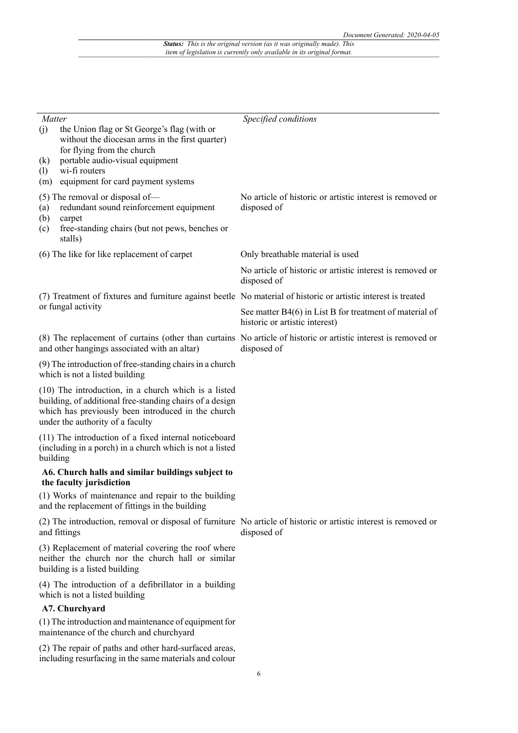| *Matter* | *Specified conditions* |
|---|---|
| (j) the Union flag or St George's flag (with or without the diocesan arms in the first quarter) for flying from the church<br>(k) portable audio-visual equipment<br>(l) wi-fi routers<br>(m) equipment for card payment systems | |
| (5) The removal or disposal of—<br>(a) redundant sound reinforcement equipment<br>(b) carpet<br>(c) free-standing chairs (but not pews, benches or stalls) | No article of historic or artistic interest is removed or disposed of |
| (6) The like for like replacement of carpet | Only breathable material is used<br><br>No article of historic or artistic interest is removed or disposed of |
| (7) Treatment of fixtures and furniture against beetle or fungal activity | No material of historic or artistic interest is treated<br><br>See matter B4(6) in List B for treatment of material of historic or artistic interest) |
| (8) The replacement of curtains (other than curtains and other hangings associated with an altar) | No article of historic or artistic interest is removed or disposed of |
| (9) The introduction of free-standing chairs in a church which is not a listed building | |
| (10) The introduction, in a church which is a listed building, of additional free-standing chairs of a design which has previously been introduced in the church under the authority of a faculty | |
| (11) The introduction of a fixed internal noticeboard (including in a porch) in a church which is not a listed building | |
| **A6. Church halls and similar buildings subject to the faculty jurisdiction** | |
| (1) Works of maintenance and repair to the building and the replacement of fittings in the building | |
| (2) The introduction, removal or disposal of furniture and fittings | No article of historic or artistic interest is removed or disposed of |
| (3) Replacement of material covering the roof where neither the church nor the church hall or similar building is a listed building | |
| (4) The introduction of a defibrillator in a building which is not a listed building | |
| **A7. Churchyard** | |
| (1) The introduction and maintenance of equipment for maintenance of the church and churchyard | |
| (2) The repair of paths and other hard-surfaced areas, including resurfacing in the same materials and colour | |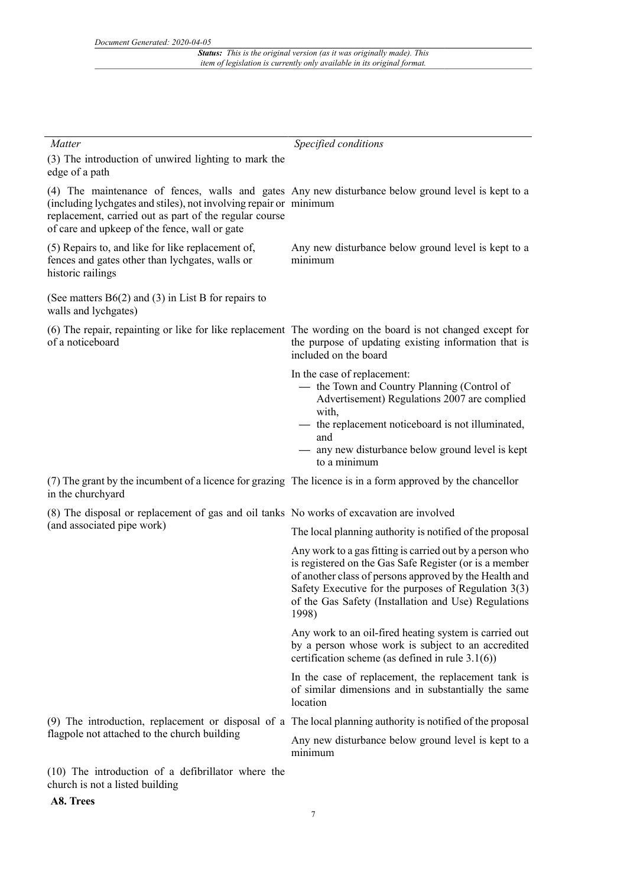| *Matter* | *Specified conditions* |
|---|---|
| (3) The introduction of unwired lighting to mark the edge of a path | |
| (4) The maintenance of fences, walls and gates (including lychgates and stiles), not involving repair or replacement, carried out as part of the regular course of care and upkeep of the fence, wall or gate | Any new disturbance below ground level is kept to a minimum |
| (5) Repairs to, and like for like replacement of, fences and gates other than lychgates, walls or historic railings<br><br>(See matters B6(2) and (3) in List B for repairs to walls and lychgates) | Any new disturbance below ground level is kept to a minimum |
| (6) The repair, repainting or like for like replacement of a noticeboard | The wording on the board is not changed except for the purpose of updating existing information that is included on the board<br><br>In the case of replacement:<br>— the Town and Country Planning (Control of Advertisement) Regulations 2007 are complied with,<br>— the replacement noticeboard is not illuminated, and<br>— any new disturbance below ground level is kept to a minimum |
| (7) The grant by the incumbent of a licence for grazing in the churchyard | The licence is in a form approved by the chancellor |
| (8) The disposal or replacement of gas and oil tanks (and associated pipe work) | No works of excavation are involved<br><br>The local planning authority is notified of the proposal<br><br>Any work to a gas fitting is carried out by a person who is registered on the Gas Safe Register (or is a member of another class of persons approved by the Health and Safety Executive for the purposes of Regulation 3(3) of the Gas Safety (Installation and Use) Regulations 1998)<br><br>Any work to an oil-fired heating system is carried out by a person whose work is subject to an accredited certification scheme (as defined in rule 3.1(6))<br><br>In the case of replacement, the replacement tank is of similar dimensions and in substantially the same location |
| (9) The introduction, replacement or disposal of a flagpole not attached to the church building | The local planning authority is notified of the proposal<br><br>Any new disturbance below ground level is kept to a minimum |
| (10) The introduction of a defibrillator where the church is not a listed building | |

**A8. Trees**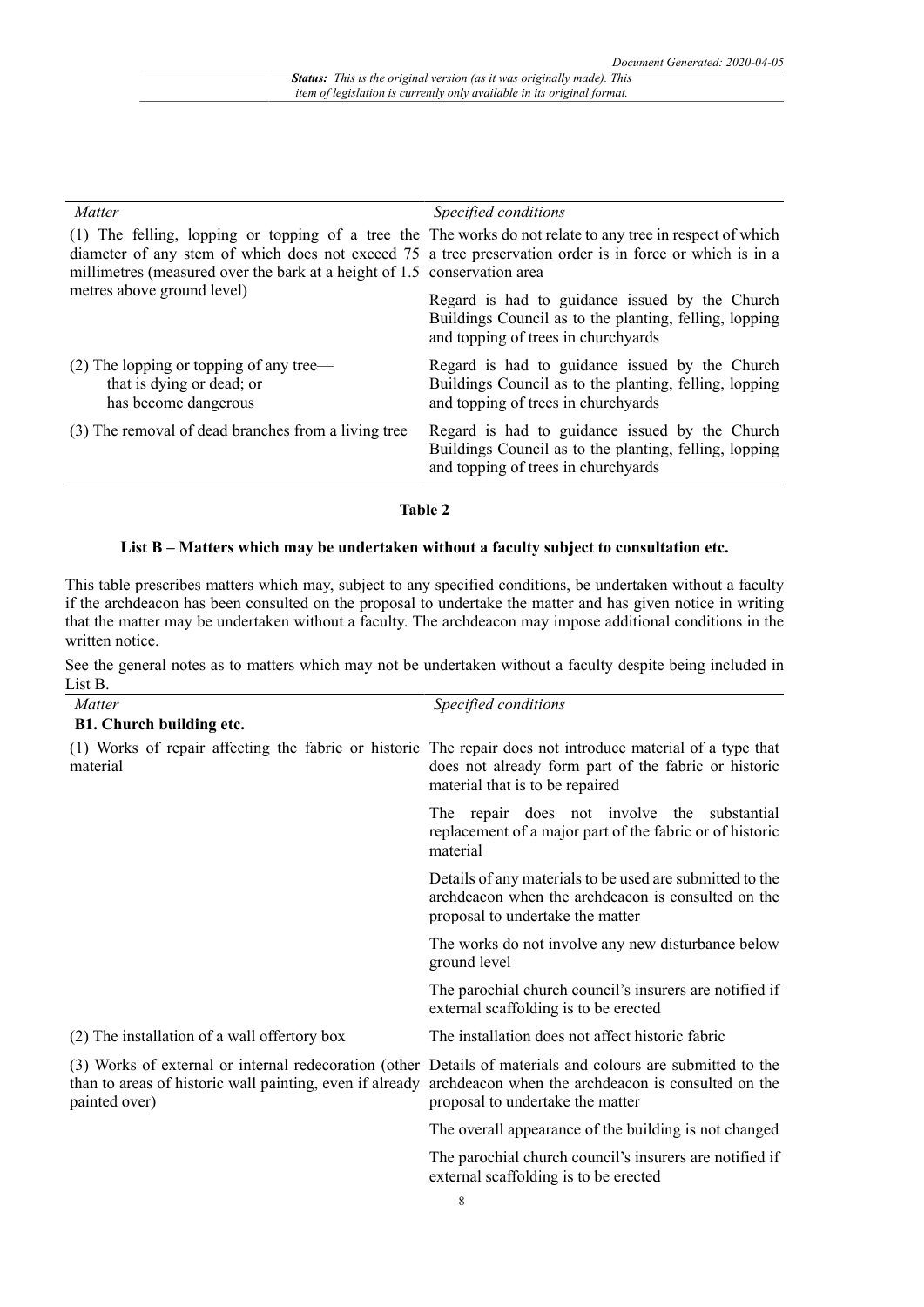| *Matter* | *Specified conditions* |
|---|---|
| (1) The felling, lopping or topping of a tree the diameter of any stem of which does not exceed 75 millimetres (measured over the bark at a height of 1.5 metres above ground level) | The works do not relate to any tree in respect of which a tree preservation order is in force or which is in a conservation area |
| | Regard is had to guidance issued by the Church Buildings Council as to the planting, felling, lopping and topping of trees in churchyards |
| (2) The lopping or topping of any tree— that is dying or dead; or has become dangerous | Regard is had to guidance issued by the Church Buildings Council as to the planting, felling, lopping and topping of trees in churchyards |
| (3) The removal of dead branches from a living tree | Regard is had to guidance issued by the Church Buildings Council as to the planting, felling, lopping and topping of trees in churchyards |

**Table 2**

**List B – Matters which may be undertaken without a faculty subject to consultation etc.**

This table prescribes matters which may, subject to any specified conditions, be undertaken without a faculty if the archdeacon has been consulted on the proposal to undertake the matter and has given notice in writing that the matter may be undertaken without a faculty. The archdeacon may impose additional conditions in the written notice.

See the general notes as to matters which may not be undertaken without a faculty despite being included in List B.

| *Matter* | *Specified conditions* |
|---|---|
| **B1. Church building etc.** | |
| (1) Works of repair affecting the fabric or historic material | The repair does not introduce material of a type that does not already form part of the fabric or historic material that is to be repaired |
| | The repair does not involve the substantial replacement of a major part of the fabric or of historic material |
| | Details of any materials to be used are submitted to the archdeacon when the archdeacon is consulted on the proposal to undertake the matter |
| | The works do not involve any new disturbance below ground level |
| | The parochial church council's insurers are notified if external scaffolding is to be erected |
| (2) The installation of a wall offertory box | The installation does not affect historic fabric |
| (3) Works of external or internal redecoration (other than to areas of historic wall painting, even if already painted over) | Details of materials and colours are submitted to the archdeacon when the archdeacon is consulted on the proposal to undertake the matter |
| | The overall appearance of the building is not changed |
| | The parochial church council's insurers are notified if external scaffolding is to be erected |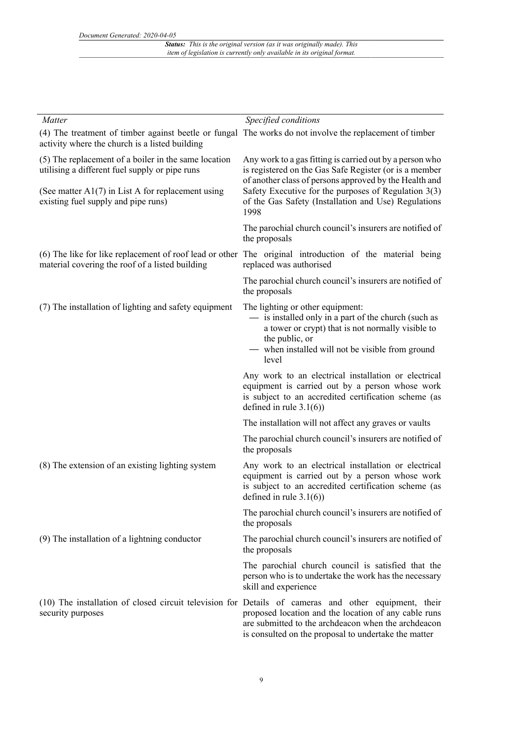| *Matter* | *Specified conditions* |
| --- | --- |
| (4) The treatment of timber against beetle or fungal activity where the church is a listed building | The works do not involve the replacement of timber |
| (5) The replacement of a boiler in the same location utilising a different fuel supply or pipe runs<br><br>(See matter A1(7) in List A for replacement using existing fuel supply and pipe runs) | Any work to a gas fitting is carried out by a person who is registered on the Gas Safe Register (or is a member of another class of persons approved by the Health and Safety Executive for the purposes of Regulation 3(3) of the Gas Safety (Installation and Use) Regulations 1998 |
| | The parochial church council's insurers are notified of the proposals |
| (6) The like for like replacement of roof lead or other material covering the roof of a listed building | The original introduction of the material being replaced was authorised |
| | The parochial church council's insurers are notified of the proposals |
| (7) The installation of lighting and safety equipment | The lighting or other equipment:<br>— is installed only in a part of the church (such as a tower or crypt) that is not normally visible to the public, or<br>— when installed will not be visible from ground level |
| | Any work to an electrical installation or electrical equipment is carried out by a person whose work is subject to an accredited certification scheme (as defined in rule 3.1(6)) |
| | The installation will not affect any graves or vaults |
| | The parochial church council's insurers are notified of the proposals |
| (8) The extension of an existing lighting system | Any work to an electrical installation or electrical equipment is carried out by a person whose work is subject to an accredited certification scheme (as defined in rule 3.1(6)) |
| | The parochial church council's insurers are notified of the proposals |
| (9) The installation of a lightning conductor | The parochial church council's insurers are notified of the proposals |
| | The parochial church council is satisfied that the person who is to undertake the work has the necessary skill and experience |
| (10) The installation of closed circuit television for security purposes | Details of cameras and other equipment, their proposed location and the location of any cable runs are submitted to the archdeacon when the archdeacon is consulted on the proposal to undertake the matter |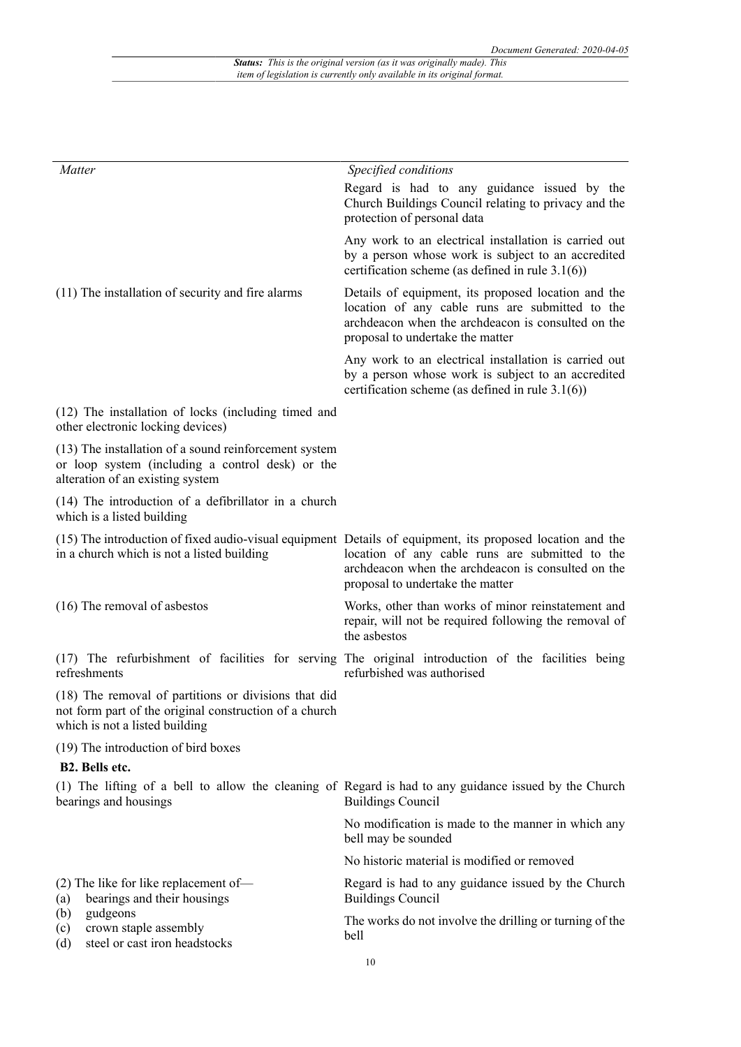| Matter | Specified conditions |
| --- | --- |
| | Regard is had to any guidance issued by the Church Buildings Council relating to privacy and the protection of personal data |
| | Any work to an electrical installation is carried out by a person whose work is subject to an accredited certification scheme (as defined in rule 3.1(6)) |
| (11) The installation of security and fire alarms | Details of equipment, its proposed location and the location of any cable runs are submitted to the archdeacon when the archdeacon is consulted on the proposal to undertake the matter |
| | Any work to an electrical installation is carried out by a person whose work is subject to an accredited certification scheme (as defined in rule 3.1(6)) |
| (12) The installation of locks (including timed and other electronic locking devices) | |
| (13) The installation of a sound reinforcement system or loop system (including a control desk) or the alteration of an existing system | |
| (14) The introduction of a defibrillator in a church which is a listed building | |
| (15) The introduction of fixed audio-visual equipment in a church which is not a listed building | Details of equipment, its proposed location and the location of any cable runs are submitted to the archdeacon when the archdeacon is consulted on the proposal to undertake the matter |
| (16) The removal of asbestos | Works, other than works of minor reinstatement and repair, will not be required following the removal of the asbestos |
| (17) The refurbishment of facilities for serving refreshments | The original introduction of the facilities being refurbished was authorised |
| (18) The removal of partitions or divisions that did not form part of the original construction of a church which is not a listed building | |
| (19) The introduction of bird boxes | |
| **B2. Bells etc.** | |
| (1) The lifting of a bell to allow the cleaning of bearings and housings | Regard is had to any guidance issued by the Church Buildings Council |
| | No modification is made to the manner in which any bell may be sounded |
| | No historic material is modified or removed |
| (2) The like for like replacement of— (a) bearings and their housings (b) gudgeons (c) crown staple assembly (d) steel or cast iron headstocks | Regard is had to any guidance issued by the Church Buildings Council |
| | The works do not involve the drilling or turning of the bell |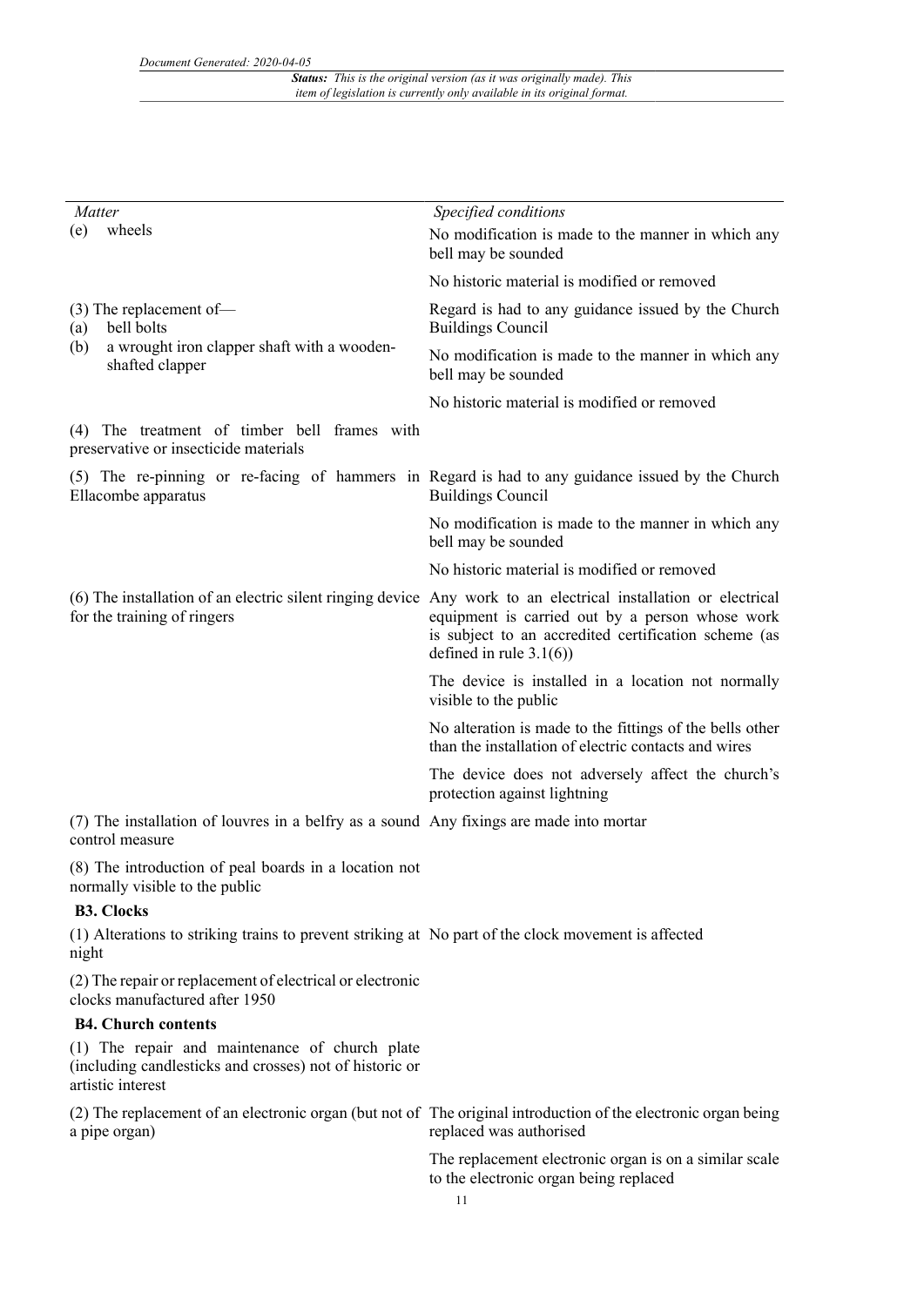| *Matter* | *Specified conditions* |
| --- | --- |
| (e) wheels | No modification is made to the manner in which any bell may be sounded |
| | No historic material is modified or removed |
| (3) The replacement of—<br>(a) bell bolts<br>(b) a wrought iron clapper shaft with a wooden-shafted clapper | Regard is had to any guidance issued by the Church Buildings Council |
| | No modification is made to the manner in which any bell may be sounded |
| | No historic material is modified or removed |
| (4) The treatment of timber bell frames with preservative or insecticide materials | |
| (5) The re-pinning or re-facing of hammers in Ellacombe apparatus | Regard is had to any guidance issued by the Church Buildings Council |
| | No modification is made to the manner in which any bell may be sounded |
| | No historic material is modified or removed |
| (6) The installation of an electric silent ringing device for the training of ringers | Any work to an electrical installation or electrical equipment is carried out by a person whose work is subject to an accredited certification scheme (as defined in rule 3.1(6)) |
| | The device is installed in a location not normally visible to the public |
| | No alteration is made to the fittings of the bells other than the installation of electric contacts and wires |
| | The device does not adversely affect the church's protection against lightning |
| (7) The installation of louvres in a belfry as a sound control measure | Any fixings are made into mortar |
| (8) The introduction of peal boards in a location not normally visible to the public | |
| **B3. Clocks** | |
| (1) Alterations to striking trains to prevent striking at night | No part of the clock movement is affected |
| (2) The repair or replacement of electrical or electronic clocks manufactured after 1950 | |
| **B4. Church contents** | |
| (1) The repair and maintenance of church plate (including candlesticks and crosses) not of historic or artistic interest | |
| (2) The replacement of an electronic organ (but not of a pipe organ) | The original introduction of the electronic organ being replaced was authorised |
| | The replacement electronic organ is on a similar scale to the electronic organ being replaced |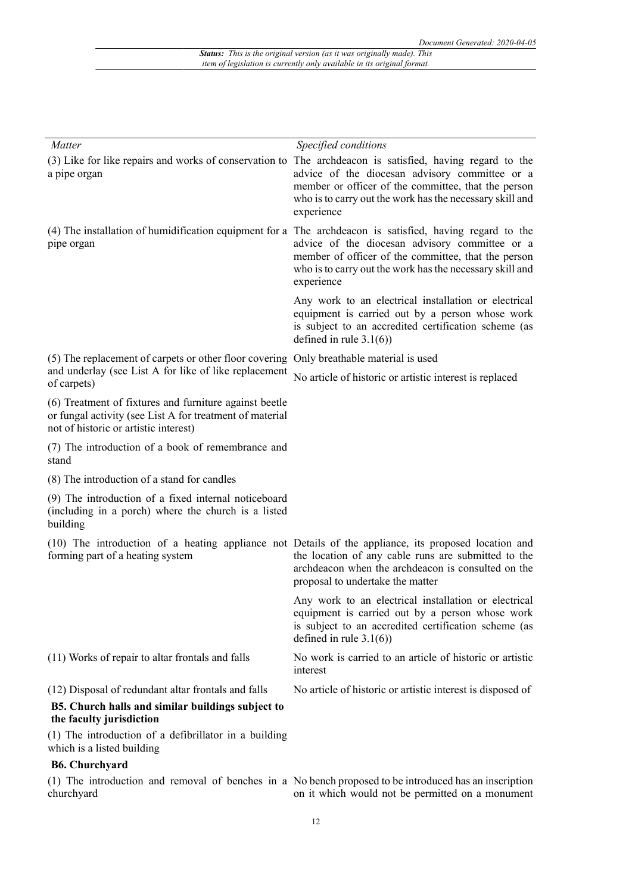| *Matter* | *Specified conditions* |
|---|---|
| (3) Like for like repairs and works of conservation to a pipe organ | The archdeacon is satisfied, having regard to the advice of the diocesan advisory committee or a member or officer of the committee, that the person who is to carry out the work has the necessary skill and experience |
| (4) The installation of humidification equipment for a pipe organ | The archdeacon is satisfied, having regard to the advice of the diocesan advisory committee or a member of officer of the committee, that the person who is to carry out the work has the necessary skill and experience |
| | Any work to an electrical installation or electrical equipment is carried out by a person whose work is subject to an accredited certification scheme (as defined in rule 3.1(6)) |
| (5) The replacement of carpets or other floor covering and underlay (see List A for like of like replacement of carpets) | Only breathable material is used |
| | No article of historic or artistic interest is replaced |
| (6) Treatment of fixtures and furniture against beetle or fungal activity (see List A for treatment of material not of historic or artistic interest) | |
| (7) The introduction of a book of remembrance and stand | |
| (8) The introduction of a stand for candles | |
| (9) The introduction of a fixed internal noticeboard (including in a porch) where the church is a listed building | |
| (10) The introduction of a heating appliance not forming part of a heating system | Details of the appliance, its proposed location and the location of any cable runs are submitted to the archdeacon when the archdeacon is consulted on the proposal to undertake the matter |
| | Any work to an electrical installation or electrical equipment is carried out by a person whose work is subject to an accredited certification scheme (as defined in rule 3.1(6)) |
| (11) Works of repair to altar frontals and falls | No work is carried to an article of historic or artistic interest |
| (12) Disposal of redundant altar frontals and falls | No article of historic or artistic interest is disposed of |
| **B5. Church halls and similar buildings subject to the faculty jurisdiction** | |
| (1) The introduction of a defibrillator in a building which is a listed building | |
| **B6. Churchyard** | |
| (1) The introduction and removal of benches in a churchyard | No bench proposed to be introduced has an inscription on it which would not be permitted on a monument |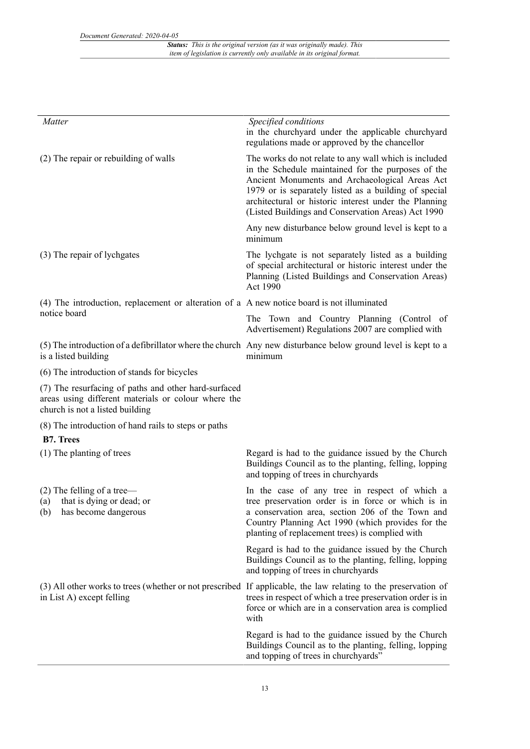| *Matter* | *Specified conditions* |
|---|---|
| | in the churchyard under the applicable churchyard regulations made or approved by the chancellor |
| (2) The repair or rebuilding of walls | The works do not relate to any wall which is included in the Schedule maintained for the purposes of the Ancient Monuments and Archaeological Areas Act 1979 or is separately listed as a building of special architectural or historic interest under the Planning (Listed Buildings and Conservation Areas) Act 1990 |
| | Any new disturbance below ground level is kept to a minimum |
| (3) The repair of lychgates | The lychgate is not separately listed as a building of special architectural or historic interest under the Planning (Listed Buildings and Conservation Areas) Act 1990 |
| (4) The introduction, replacement or alteration of a notice board | A new notice board is not illuminated |
| | The Town and Country Planning (Control of Advertisement) Regulations 2007 are complied with |
| (5) The introduction of a defibrillator where the church is a listed building | Any new disturbance below ground level is kept to a minimum |
| (6) The introduction of stands for bicycles | |
| (7) The resurfacing of paths and other hard-surfaced areas using different materials or colour where the church is not a listed building | |
| (8) The introduction of hand rails to steps or paths | |
| **B7. Trees** | |
| (1) The planting of trees | Regard is had to the guidance issued by the Church Buildings Council as to the planting, felling, lopping and topping of trees in churchyards |
| (2) The felling of a tree— (a) that is dying or dead; or (b) has become dangerous | In the case of any tree in respect of which a tree preservation order is in force or which is in a conservation area, section 206 of the Town and Country Planning Act 1990 (which provides for the planting of replacement trees) is complied with |
| | Regard is had to the guidance issued by the Church Buildings Council as to the planting, felling, lopping and topping of trees in churchyards |
| (3) All other works to trees (whether or not prescribed in List A) except felling | If applicable, the law relating to the preservation of trees in respect of which a tree preservation order is in force or which are in a conservation area is complied with |
| | Regard is had to the guidance issued by the Church Buildings Council as to the planting, felling, lopping and topping of trees in churchyards" |